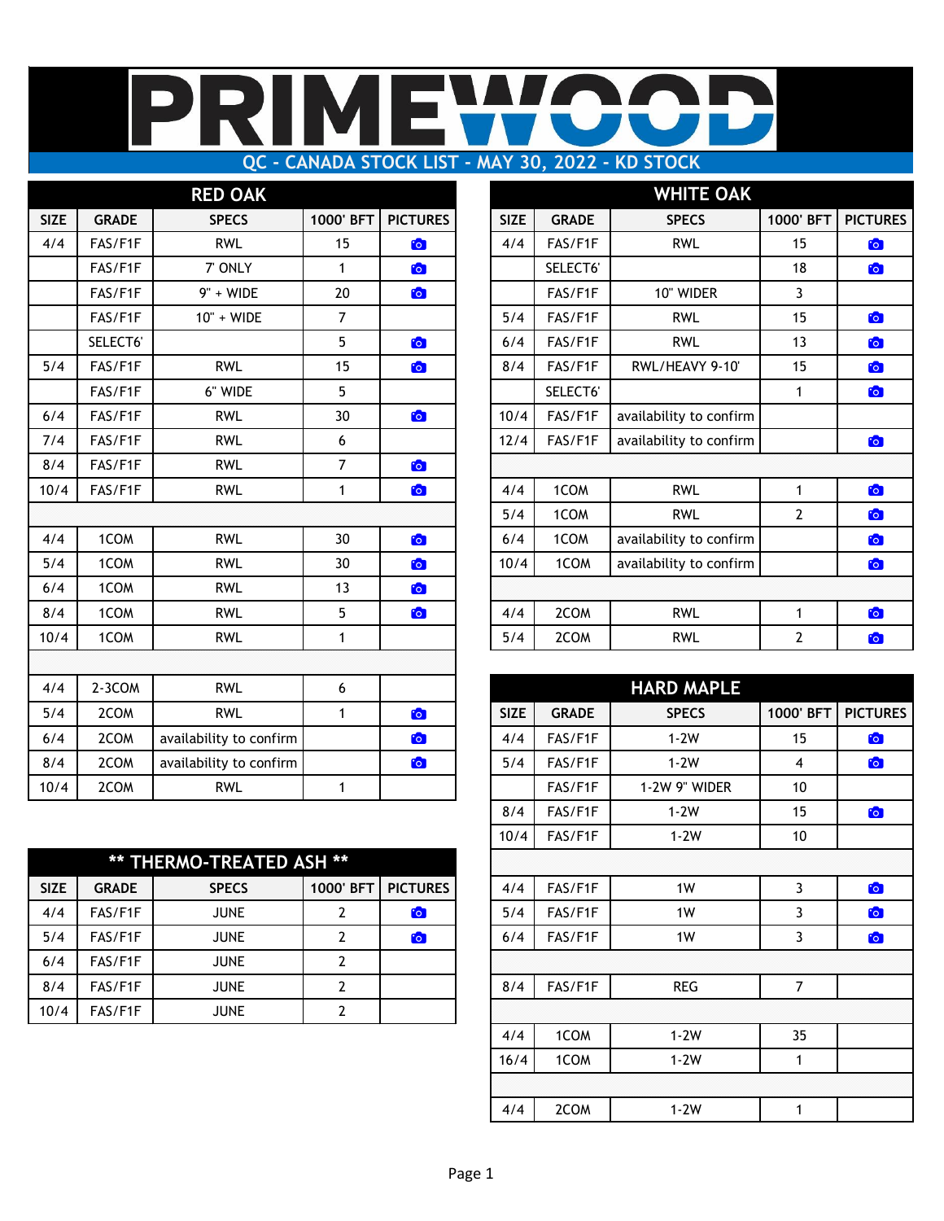# PRIMEWOOD

## QC - CANADA STOCK LIST - MAY 30, 2022 - KD STOCK

### RED OAK

| SIZE | GRADE | SPECS | 1000' BFT | PICTURES |
|---|---|---|---|---|
| 4/4 | FAS/F1F | RWL | 15 | 📷 |
| | FAS/F1F | 7' ONLY | 1 | 📷 |
| | FAS/F1F | 9" + WIDE | 20 | 📷 |
| | FAS/F1F | 10" + WIDE | 7 | |
| | SELECT6' | | 5 | 📷 |
| 5/4 | FAS/F1F | RWL | 15 | 📷 |
| | FAS/F1F | 6" WIDE | 5 | |
| 6/4 | FAS/F1F | RWL | 30 | 📷 |
| 7/4 | FAS/F1F | RWL | 6 | |
| 8/4 | FAS/F1F | RWL | 7 | 📷 |
| 10/4 | FAS/F1F | RWL | 1 | 📷 |
| | | | | |
| 4/4 | 1COM | RWL | 30 | 📷 |
| 5/4 | 1COM | RWL | 30 | 📷 |
| 6/4 | 1COM | RWL | 13 | 📷 |
| 8/4 | 1COM | RWL | 5 | 📷 |
| 10/4 | 1COM | RWL | 1 | |
| | | | | |
| 4/4 | 2-3COM | RWL | 6 | |
| 5/4 | 2COM | RWL | 1 | 📷 |
| 6/4 | 2COM | availability to confirm | | 📷 |
| 8/4 | 2COM | availability to confirm | | 📷 |
| 10/4 | 2COM | RWL | 1 | |

### ** THERMO-TREATED ASH **

| SIZE | GRADE | SPECS | 1000' BFT | PICTURES |
|---|---|---|---|---|
| 4/4 | FAS/F1F | JUNE | 2 | 📷 |
| 5/4 | FAS/F1F | JUNE | 2 | 📷 |
| 6/4 | FAS/F1F | JUNE | 2 | |
| 8/4 | FAS/F1F | JUNE | 2 | |
| 10/4 | FAS/F1F | JUNE | 2 | |

### WHITE OAK

| SIZE | GRADE | SPECS | 1000' BFT | PICTURES |
|---|---|---|---|---|
| 4/4 | FAS/F1F | RWL | 15 | 📷 |
| | SELECT6' | | 18 | 📷 |
| | FAS/F1F | 10" WIDER | 3 | |
| 5/4 | FAS/F1F | RWL | 15 | 📷 |
| 6/4 | FAS/F1F | RWL | 13 | 📷 |
| 8/4 | FAS/F1F | RWL/HEAVY 9-10' | 15 | 📷 |
| | SELECT6' | | 1 | 📷 |
| 10/4 | FAS/F1F | availability to confirm | | |
| 12/4 | FAS/F1F | availability to confirm | | 📷 |
| | | | | |
| 4/4 | 1COM | RWL | 1 | 📷 |
| 5/4 | 1COM | RWL | 2 | 📷 |
| 6/4 | 1COM | availability to confirm | | 📷 |
| 10/4 | 1COM | availability to confirm | | 📷 |
| | | | | |
| 4/4 | 2COM | RWL | 1 | 📷 |
| 5/4 | 2COM | RWL | 2 | 📷 |

### HARD MAPLE

| SIZE | GRADE | SPECS | 1000' BFT | PICTURES |
|---|---|---|---|---|
| 4/4 | FAS/F1F | 1-2W | 15 | 📷 |
| 5/4 | FAS/F1F | 1-2W | 4 | 📷 |
| | FAS/F1F | 1-2W 9" WIDER | 10 | |
| 8/4 | FAS/F1F | 1-2W | 15 | 📷 |
| 10/4 | FAS/F1F | 1-2W | 10 | |
| | | | | |
| 4/4 | FAS/F1F | 1W | 3 | 📷 |
| 5/4 | FAS/F1F | 1W | 3 | 📷 |
| 6/4 | FAS/F1F | 1W | 3 | 📷 |
| | | | | |
| 8/4 | FAS/F1F | REG | 7 | |
| | | | | |
| 4/4 | 1COM | 1-2W | 35 | |
| 16/4 | 1COM | 1-2W | 1 | |
| | | | | |
| 4/4 | 2COM | 1-2W | 1 | |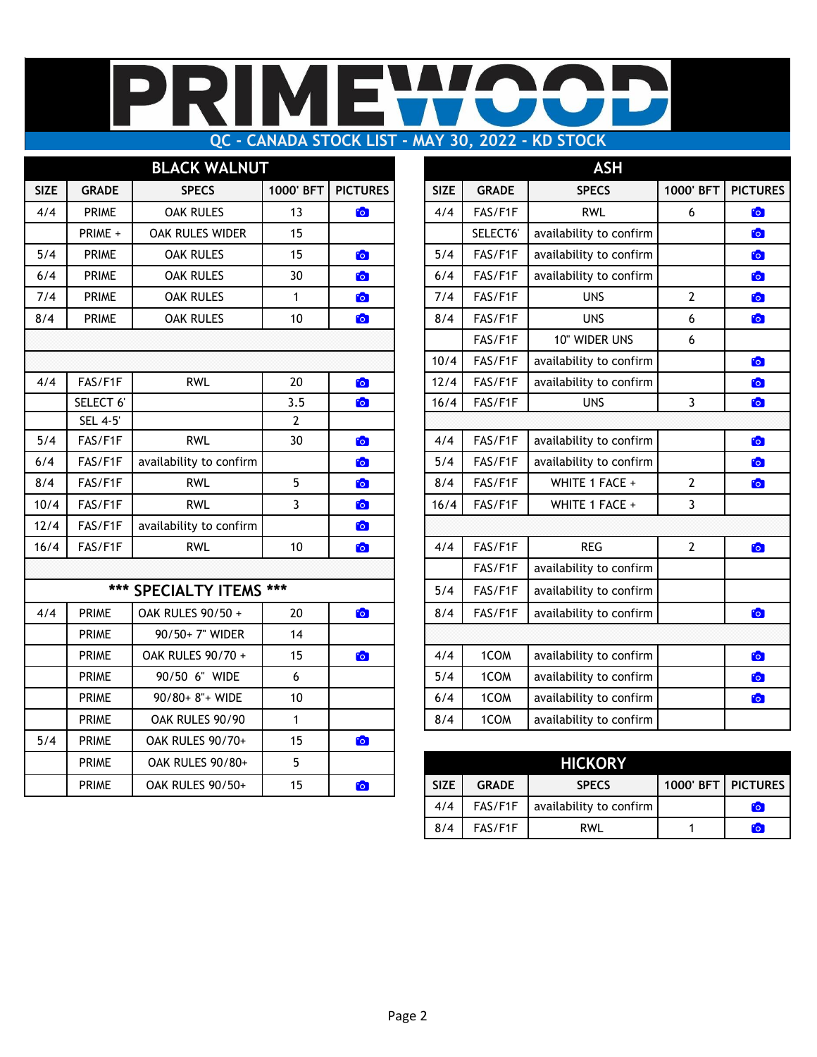# PRIMEWOOD

## QC - CANADA STOCK LIST - MAY 30, 2022 - KD STOCK

### BLACK WALNUT

| SIZE | GRADE | SPECS | 1000' BFT | PICTURES |
|---|---|---|---|---|
| 4/4 | PRIME | OAK RULES | 13 | 📷 |
| | PRIME + | OAK RULES WIDER | 15 | |
| 5/4 | PRIME | OAK RULES | 15 | 📷 |
| 6/4 | PRIME | OAK RULES | 30 | 📷 |
| 7/4 | PRIME | OAK RULES | 1 | 📷 |
| 8/4 | PRIME | OAK RULES | 10 | 📷 |
| | | | | |
| | | | | |
| 4/4 | FAS/F1F | RWL | 20 | 📷 |
| | SELECT 6' | | 3.5 | 📷 |
| | SEL 4-5' | | 2 | |
| 5/4 | FAS/F1F | RWL | 30 | 📷 |
| 6/4 | FAS/F1F | availability to confirm | | 📷 |
| 8/4 | FAS/F1F | RWL | 5 | 📷 |
| 10/4 | FAS/F1F | RWL | 3 | 📷 |
| 12/4 | FAS/F1F | availability to confirm | | 📷 |
| 16/4 | FAS/F1F | RWL | 10 | 📷 |
| | | | | |
| *** SPECIALTY ITEMS *** | | | | |
| 4/4 | PRIME | OAK RULES 90/50 + | 20 | 📷 |
| | PRIME | 90/50+ 7" WIDER | 14 | |
| | PRIME | OAK RULES 90/70 + | 15 | 📷 |
| | PRIME | 90/50 6" WIDE | 6 | |
| | PRIME | 90/80+ 8"+ WIDE | 10 | |
| | PRIME | OAK RULES 90/90 | 1 | |
| 5/4 | PRIME | OAK RULES 90/70+ | 15 | 📷 |
| | PRIME | OAK RULES 90/80+ | 5 | |
| | PRIME | OAK RULES 90/50+ | 15 | 📷 |

### ASH

| SIZE | GRADE | SPECS | 1000' BFT | PICTURES |
|---|---|---|---|---|
| 4/4 | FAS/F1F | RWL | 6 | 📷 |
| | SELECT6' | availability to confirm | | 📷 |
| 5/4 | FAS/F1F | availability to confirm | | 📷 |
| 6/4 | FAS/F1F | availability to confirm | | 📷 |
| 7/4 | FAS/F1F | UNS | 2 | 📷 |
| 8/4 | FAS/F1F | UNS | 6 | 📷 |
| | FAS/F1F | 10" WIDER UNS | 6 | |
| 10/4 | FAS/F1F | availability to confirm | | 📷 |
| 12/4 | FAS/F1F | availability to confirm | | 📷 |
| 16/4 | FAS/F1F | UNS | 3 | 📷 |
| | | | | |
| 4/4 | FAS/F1F | availability to confirm | | 📷 |
| 5/4 | FAS/F1F | availability to confirm | | 📷 |
| 8/4 | FAS/F1F | WHITE 1 FACE + | 2 | 📷 |
| 16/4 | FAS/F1F | WHITE 1 FACE + | 3 | |
| | | | | |
| 4/4 | FAS/F1F | REG | 2 | 📷 |
| | FAS/F1F | availability to confirm | | |
| 5/4 | FAS/F1F | availability to confirm | | |
| 8/4 | FAS/F1F | availability to confirm | | 📷 |
| | | | | |
| 4/4 | 1COM | availability to confirm | | 📷 |
| 5/4 | 1COM | availability to confirm | | 📷 |
| 6/4 | 1COM | availability to confirm | | 📷 |
| 8/4 | 1COM | availability to confirm | | |

### HICKORY

| SIZE | GRADE | SPECS | 1000' BFT | PICTURES |
|---|---|---|---|---|
| 4/4 | FAS/F1F | availability to confirm | | 📷 |
| 8/4 | FAS/F1F | RWL | 1 | 📷 |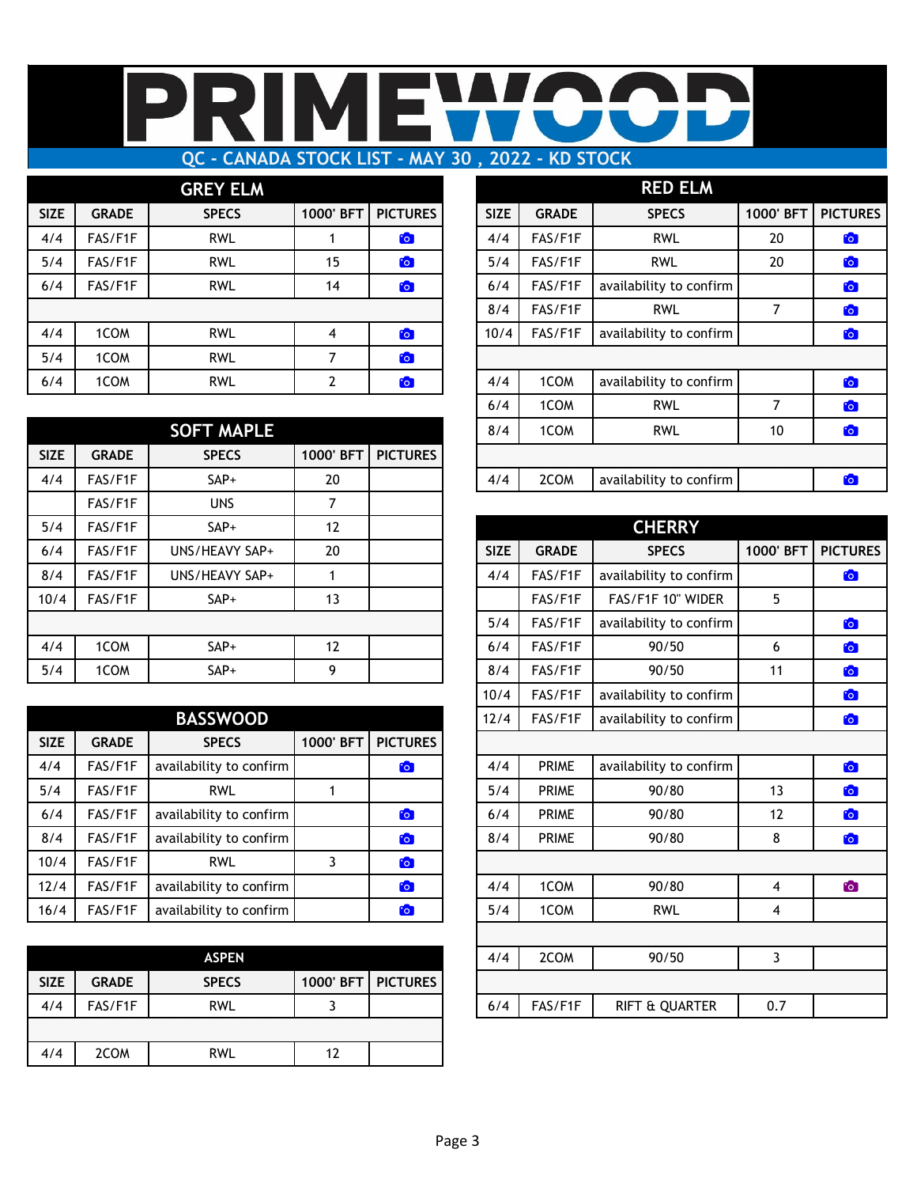# PRIMEWOOD

## QC - CANADA STOCK LIST - MAY 30 , 2022 - KD STOCK

### GREY ELM

| SIZE | GRADE | SPECS | 1000' BFT | PICTURES |
|---|---|---|---|---|
| 4/4 | FAS/F1F | RWL | 1 | 📷 |
| 5/4 | FAS/F1F | RWL | 15 | 📷 |
| 6/4 | FAS/F1F | RWL | 14 | 📷 |
| | | | | |
| 4/4 | 1COM | RWL | 4 | 📷 |
| 5/4 | 1COM | RWL | 7 | 📷 |
| 6/4 | 1COM | RWL | 2 | 📷 |

### SOFT MAPLE

| SIZE | GRADE | SPECS | 1000' BFT | PICTURES |
|---|---|---|---|---|
| 4/4 | FAS/F1F | SAP+ | 20 | |
| | FAS/F1F | UNS | 7 | |
| 5/4 | FAS/F1F | SAP+ | 12 | |
| 6/4 | FAS/F1F | UNS/HEAVY SAP+ | 20 | |
| 8/4 | FAS/F1F | UNS/HEAVY SAP+ | 1 | |
| 10/4 | FAS/F1F | SAP+ | 13 | |
| | | | | |
| 4/4 | 1COM | SAP+ | 12 | |
| 5/4 | 1COM | SAP+ | 9 | |

### BASSWOOD

| SIZE | GRADE | SPECS | 1000' BFT | PICTURES |
|---|---|---|---|---|
| 4/4 | FAS/F1F | availability to confirm | | 📷 |
| 5/4 | FAS/F1F | RWL | 1 | |
| 6/4 | FAS/F1F | availability to confirm | | 📷 |
| 8/4 | FAS/F1F | availability to confirm | | 📷 |
| 10/4 | FAS/F1F | RWL | 3 | 📷 |
| 12/4 | FAS/F1F | availability to confirm | | 📷 |
| 16/4 | FAS/F1F | availability to confirm | | 📷 |

### ASPEN

| SIZE | GRADE | SPECS | 1000' BFT | PICTURES |
|---|---|---|---|---|
| 4/4 | FAS/F1F | RWL | 3 | |
| | | | | |
| 4/4 | 2COM | RWL | 12 | |

### RED ELM

| SIZE | GRADE | SPECS | 1000' BFT | PICTURES |
|---|---|---|---|---|
| 4/4 | FAS/F1F | RWL | 20 | 📷 |
| 5/4 | FAS/F1F | RWL | 20 | 📷 |
| 6/4 | FAS/F1F | availability to confirm | | 📷 |
| 8/4 | FAS/F1F | RWL | 7 | 📷 |
| 10/4 | FAS/F1F | availability to confirm | | 📷 |
| | | | | |
| 4/4 | 1COM | availability to confirm | | 📷 |
| 6/4 | 1COM | RWL | 7 | 📷 |
| 8/4 | 1COM | RWL | 10 | 📷 |
| | | | | |
| 4/4 | 2COM | availability to confirm | | 📷 |

### CHERRY

| SIZE | GRADE | SPECS | 1000' BFT | PICTURES |
|---|---|---|---|---|
| 4/4 | FAS/F1F | availability to confirm | | 📷 |
| | FAS/F1F | FAS/F1F 10" WIDER | 5 | |
| 5/4 | FAS/F1F | availability to confirm | | 📷 |
| 6/4 | FAS/F1F | 90/50 | 6 | 📷 |
| 8/4 | FAS/F1F | 90/50 | 11 | 📷 |
| 10/4 | FAS/F1F | availability to confirm | | 📷 |
| 12/4 | FAS/F1F | availability to confirm | | 📷 |
| | | | | |
| 4/4 | PRIME | availability to confirm | | 📷 |
| 5/4 | PRIME | 90/80 | 13 | 📷 |
| 6/4 | PRIME | 90/80 | 12 | 📷 |
| 8/4 | PRIME | 90/80 | 8 | 📷 |
| | | | | |
| 4/4 | 1COM | 90/80 | 4 | 📷 |
| 5/4 | 1COM | RWL | 4 | |
| | | | | |
| 4/4 | 2COM | 90/50 | 3 | |
| | | | | |
| 6/4 | FAS/F1F | RIFT & QUARTER | 0.7 | |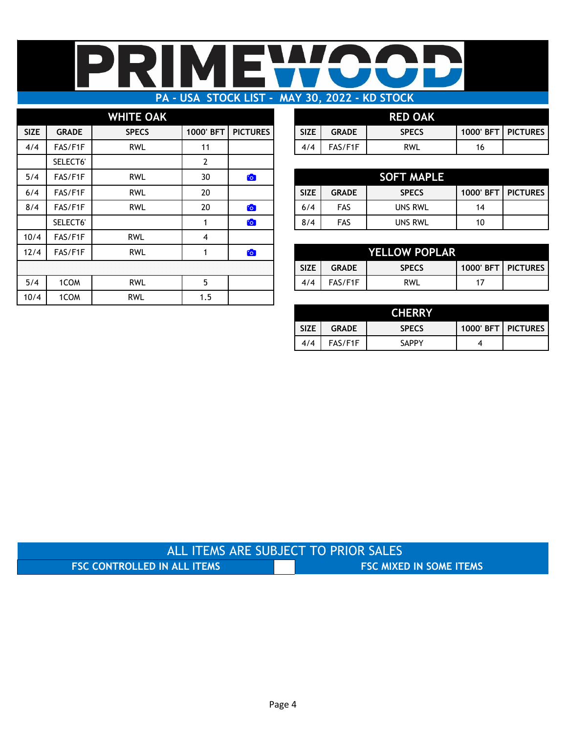# PRIMEWOOD

## PA - USA STOCK LIST - MAY 30, 2022 - KD STOCK

### WHITE OAK

| SIZE | GRADE | SPECS | 1000' BFT | PICTURES |
|---|---|---|---|---|
| 4/4 | FAS/F1F | RWL | 11 | |
| | SELECT6' | | 2 | |
| 5/4 | FAS/F1F | RWL | 30 | 📷 |
| 6/4 | FAS/F1F | RWL | 20 | |
| 8/4 | FAS/F1F | RWL | 20 | 📷 |
| | SELECT6' | | 1 | 📷 |
| 10/4 | FAS/F1F | RWL | 4 | |
| 12/4 | FAS/F1F | RWL | 1 | 📷 |
| | | | | |
| 5/4 | 1COM | RWL | 5 | |
| 10/4 | 1COM | RWL | 1.5 | |

### RED OAK

| SIZE | GRADE | SPECS | 1000' BFT | PICTURES |
|---|---|---|---|---|
| 4/4 | FAS/F1F | RWL | 16 | |

### SOFT MAPLE

| SIZE | GRADE | SPECS | 1000' BFT | PICTURES |
|---|---|---|---|---|
| 6/4 | FAS | UNS RWL | 14 | |
| 8/4 | FAS | UNS RWL | 10 | |

### YELLOW POPLAR

| SIZE | GRADE | SPECS | 1000' BFT | PICTURES |
|---|---|---|---|---|
| 4/4 | FAS/F1F | RWL | 17 | |

### CHERRY

| SIZE | GRADE | SPECS | 1000' BFT | PICTURES |
|---|---|---|---|---|
| 4/4 | FAS/F1F | SAPPY | 4 | |

ALL ITEMS ARE SUBJECT TO PRIOR SALES

**FSC CONTROLLED IN ALL ITEMS**

**FSC MIXED IN SOME ITEMS**